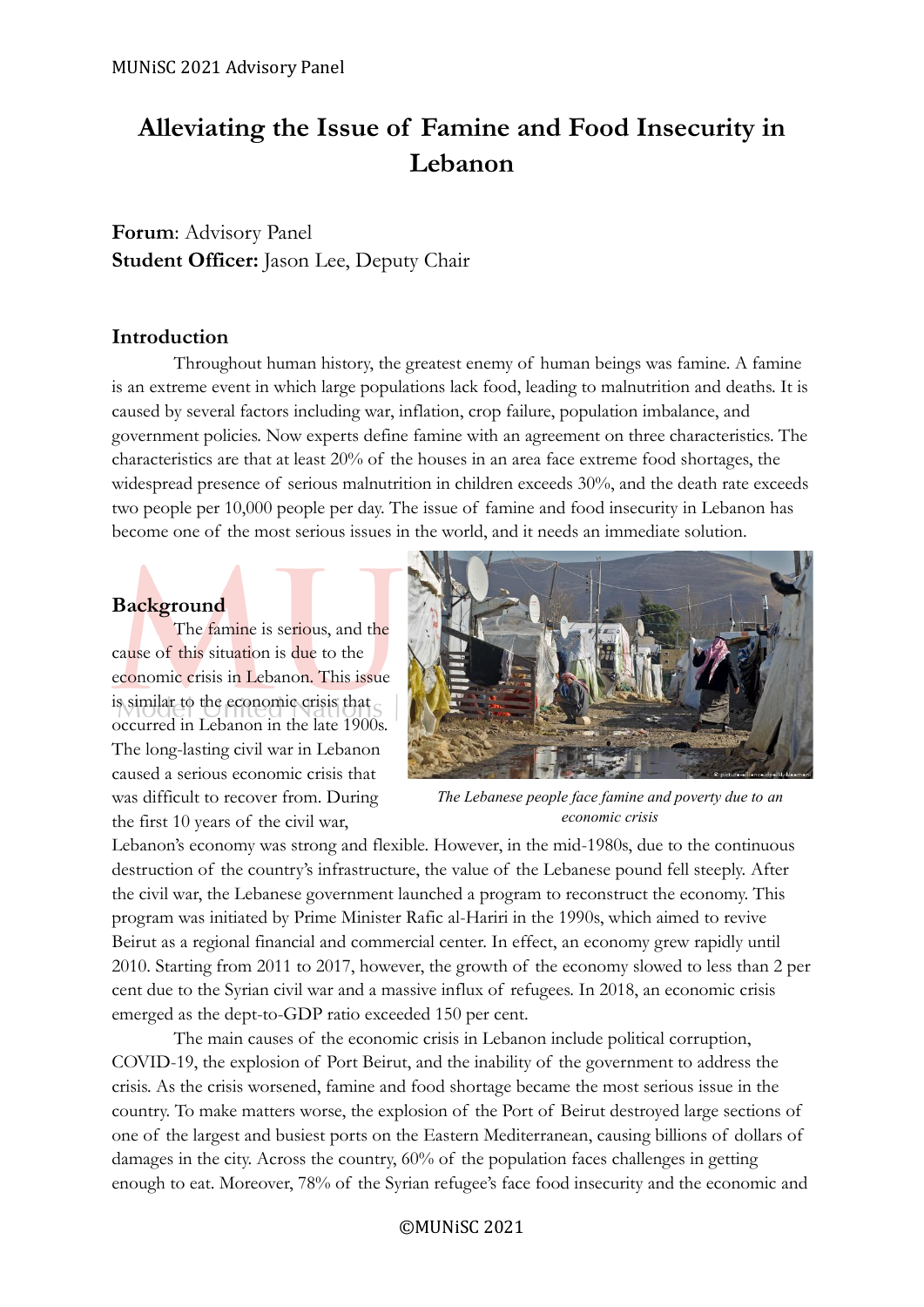# Alleviating the Issue of Famine and Food Insecurity in Lebanon

**Forum**: Advisory Panel
**Student Officer:** Jason Lee, Deputy Chair

## Introduction

Throughout human history, the greatest enemy of human beings was famine. A famine is an extreme event in which large populations lack food, leading to malnutrition and deaths. It is caused by several factors including war, inflation, crop failure, population imbalance, and government policies. Now experts define famine with an agreement on three characteristics. The characteristics are that at least 20% of the houses in an area face extreme food shortages, the widespread presence of serious malnutrition in children exceeds 30%, and the death rate exceeds two people per 10,000 people per day. The issue of famine and food insecurity in Lebanon has become one of the most serious issues in the world, and it needs an immediate solution.

## Background

The famine is serious, and the cause of this situation is due to the economic crisis in Lebanon. This issue is similar to the economic crisis that occurred in Lebanon in the late 1900s. The long-lasting civil war in Lebanon caused a serious economic crisis that was difficult to recover from. During the first 10 years of the civil war, Lebanon's economy was strong and flexible. However, in the mid-1980s, due to the continuous destruction of the country's infrastructure, the value of the Lebanese pound fell steeply. After the civil war, the Lebanese government launched a program to reconstruct the economy. This program was initiated by Prime Minister Rafic al-Hariri in the 1990s, which aimed to revive Beirut as a regional financial and commercial center. In effect, an economy grew rapidly until 2010. Starting from 2011 to 2017, however, the growth of the economy slowed to less than 2 per cent due to the Syrian civil war and a massive influx of refugees. In 2018, an economic crisis emerged as the dept-to-GDP ratio exceeded 150 per cent.

*The Lebanese people face famine and poverty due to an economic crisis*

The main causes of the economic crisis in Lebanon include political corruption, COVID-19, the explosion of Port Beirut, and the inability of the government to address the crisis. As the crisis worsened, famine and food shortage became the most serious issue in the country. To make matters worse, the explosion of the Port of Beirut destroyed large sections of one of the largest and busiest ports on the Eastern Mediterranean, causing billions of dollars of damages in the city. Across the country, 60% of the population faces challenges in getting enough to eat. Moreover, 78% of the Syrian refugee's face food insecurity and the economic and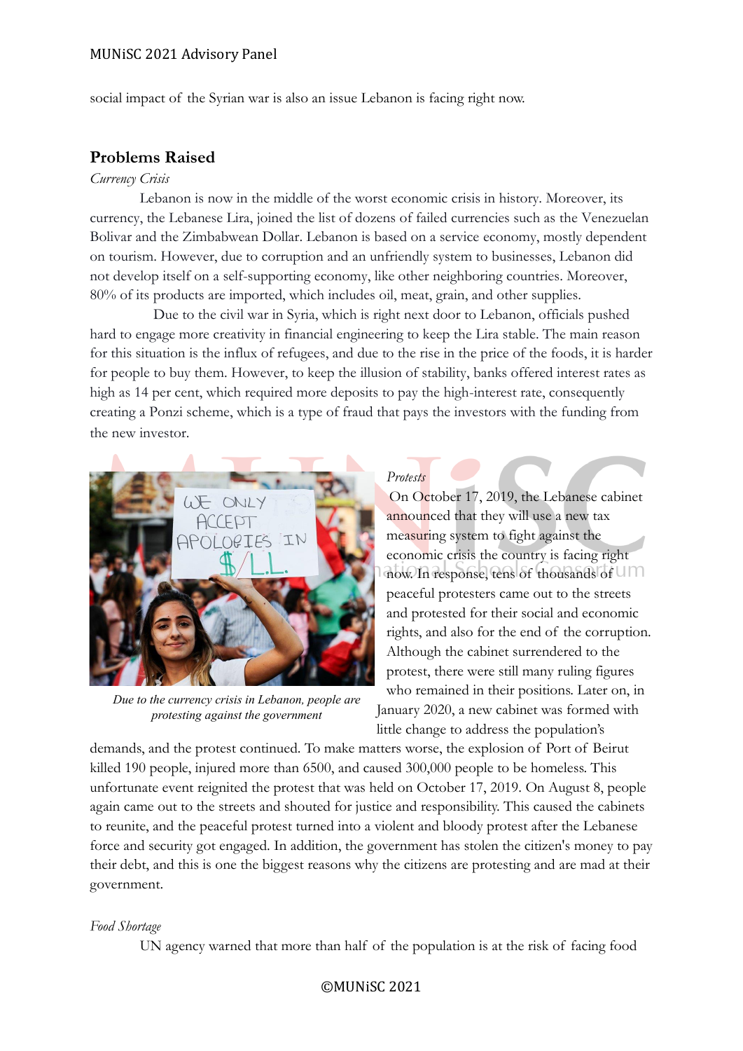social impact of the Syrian war is also an issue Lebanon is facing right now.

## Problems Raised

*Currency Crisis*

Lebanon is now in the middle of the worst economic crisis in history. Moreover, its currency, the Lebanese Lira, joined the list of dozens of failed currencies such as the Venezuelan Bolivar and the Zimbabwean Dollar. Lebanon is based on a service economy, mostly dependent on tourism. However, due to corruption and an unfriendly system to businesses, Lebanon did not develop itself on a self-supporting economy, like other neighboring countries. Moreover, 80% of its products are imported, which includes oil, meat, grain, and other supplies.

Due to the civil war in Syria, which is right next door to Lebanon, officials pushed hard to engage more creativity in financial engineering to keep the Lira stable. The main reason for this situation is the influx of refugees, and due to the rise in the price of the foods, it is harder for people to buy them. However, to keep the illusion of stability, banks offered interest rates as high as 14 per cent, which required more deposits to pay the high-interest rate, consequently creating a Ponzi scheme, which is a type of fraud that pays the investors with the funding from the new investor.

*Due to the currency crisis in Lebanon, people are protesting against the government*

*Protests*

On October 17, 2019, the Lebanese cabinet announced that they will use a new tax measuring system to fight against the economic crisis the country is facing right now. In response, tens of thousands of peaceful protesters came out to the streets and protested for their social and economic rights, and also for the end of the corruption. Although the cabinet surrendered to the protest, there were still many ruling figures who remained in their positions. Later on, in January 2020, a new cabinet was formed with little change to address the population's demands, and the protest continued. To make matters worse, the explosion of Port of Beirut killed 190 people, injured more than 6500, and caused 300,000 people to be homeless. This unfortunate event reignited the protest that was held on October 17, 2019. On August 8, people again came out to the streets and shouted for justice and responsibility. This caused the cabinets to reunite, and the peaceful protest turned into a violent and bloody protest after the Lebanese force and security got engaged. In addition, the government has stolen the citizen's money to pay their debt, and this is one the biggest reasons why the citizens are protesting and are mad at their government.

*Food Shortage*

UN agency warned that more than half of the population is at the risk of facing food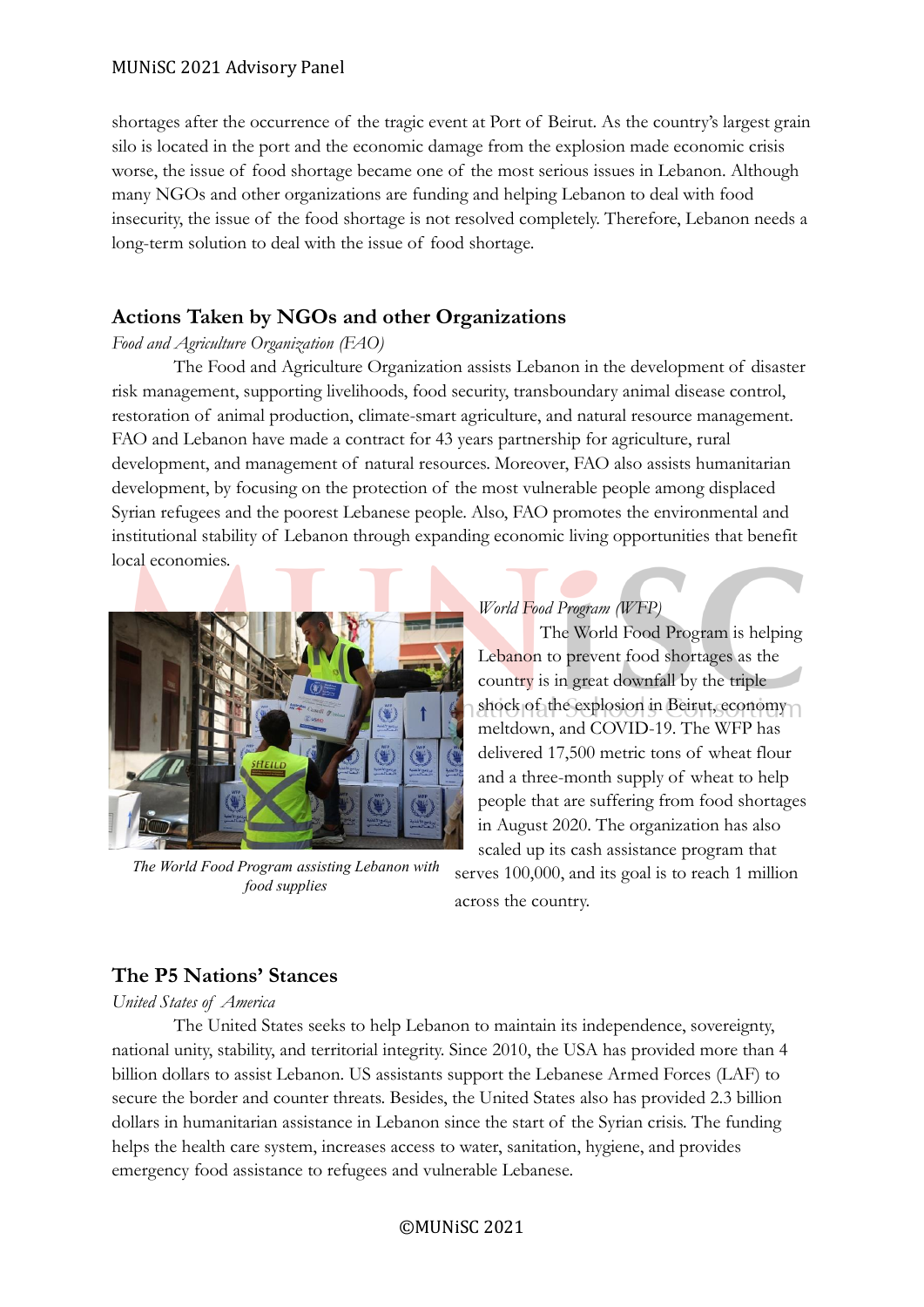shortages after the occurrence of the tragic event at Port of Beirut. As the country's largest grain silo is located in the port and the economic damage from the explosion made economic crisis worse, the issue of food shortage became one of the most serious issues in Lebanon. Although many NGOs and other organizations are funding and helping Lebanon to deal with food insecurity, the issue of the food shortage is not resolved completely. Therefore, Lebanon needs a long-term solution to deal with the issue of food shortage.

## Actions Taken by NGOs and other Organizations

*Food and Agriculture Organization (FAO)*

The Food and Agriculture Organization assists Lebanon in the development of disaster risk management, supporting livelihoods, food security, transboundary animal disease control, restoration of animal production, climate-smart agriculture, and natural resource management. FAO and Lebanon have made a contract for 43 years partnership for agriculture, rural development, and management of natural resources. Moreover, FAO also assists humanitarian development, by focusing on the protection of the most vulnerable people among displaced Syrian refugees and the poorest Lebanese people. Also, FAO promotes the environmental and institutional stability of Lebanon through expanding economic living opportunities that benefit local economies.

*The World Food Program assisting Lebanon with food supplies*

*World Food Program (WFP)*

The World Food Program is helping Lebanon to prevent food shortages as the country is in great downfall by the triple shock of the explosion in Beirut, economy meltdown, and COVID-19. The WFP has delivered 17,500 metric tons of wheat flour and a three-month supply of wheat to help people that are suffering from food shortages in August 2020. The organization has also scaled up its cash assistance program that serves 100,000, and its goal is to reach 1 million across the country.

## The P5 Nations' Stances

*United States of America*

The United States seeks to help Lebanon to maintain its independence, sovereignty, national unity, stability, and territorial integrity. Since 2010, the USA has provided more than 4 billion dollars to assist Lebanon. US assistants support the Lebanese Armed Forces (LAF) to secure the border and counter threats. Besides, the United States also has provided 2.3 billion dollars in humanitarian assistance in Lebanon since the start of the Syrian crisis. The funding helps the health care system, increases access to water, sanitation, hygiene, and provides emergency food assistance to refugees and vulnerable Lebanese.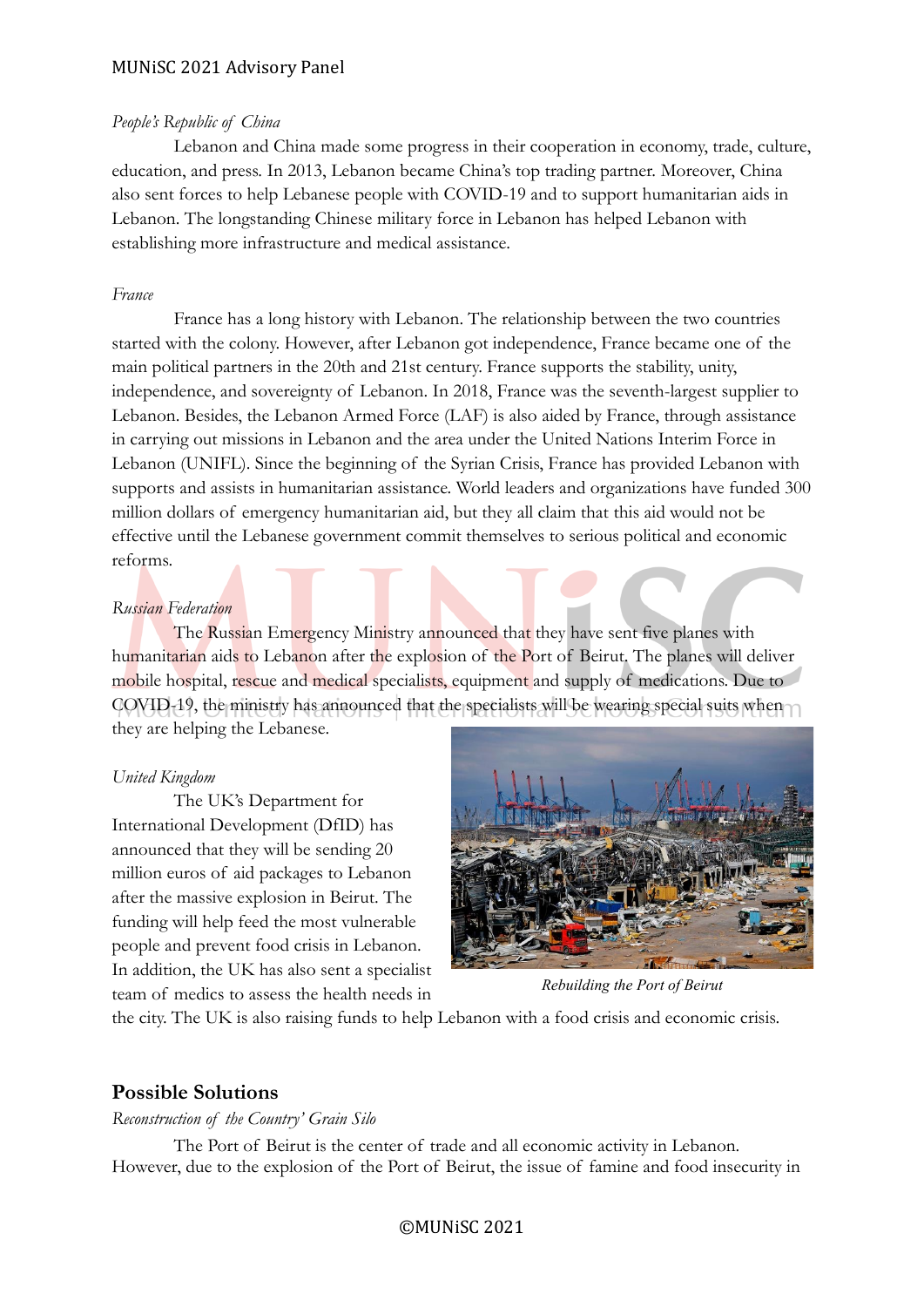*People's Republic of China*

Lebanon and China made some progress in their cooperation in economy, trade, culture, education, and press. In 2013, Lebanon became China's top trading partner. Moreover, China also sent forces to help Lebanese people with COVID-19 and to support humanitarian aids in Lebanon. The longstanding Chinese military force in Lebanon has helped Lebanon with establishing more infrastructure and medical assistance.

*France*

France has a long history with Lebanon. The relationship between the two countries started with the colony. However, after Lebanon got independence, France became one of the main political partners in the 20th and 21st century. France supports the stability, unity, independence, and sovereignty of Lebanon. In 2018, France was the seventh-largest supplier to Lebanon. Besides, the Lebanon Armed Force (LAF) is also aided by France, through assistance in carrying out missions in Lebanon and the area under the United Nations Interim Force in Lebanon (UNIFL). Since the beginning of the Syrian Crisis, France has provided Lebanon with supports and assists in humanitarian assistance. World leaders and organizations have funded 300 million dollars of emergency humanitarian aid, but they all claim that this aid would not be effective until the Lebanese government commit themselves to serious political and economic reforms.

*Russian Federation*

The Russian Emergency Ministry announced that they have sent five planes with humanitarian aids to Lebanon after the explosion of the Port of Beirut. The planes will deliver mobile hospital, rescue and medical specialists, equipment and supply of medications. Due to COVID-19, the ministry has announced that the specialists will be wearing special suits when they are helping the Lebanese.

*United Kingdom*

The UK's Department for International Development (DfID) has announced that they will be sending 20 million euros of aid packages to Lebanon after the massive explosion in Beirut. The funding will help feed the most vulnerable people and prevent food crisis in Lebanon. In addition, the UK has also sent a specialist team of medics to assess the health needs in the city. The UK is also raising funds to help Lebanon with a food crisis and economic crisis.

*Rebuilding the Port of Beirut*

## Possible Solutions

*Reconstruction of the Country' Grain Silo*

The Port of Beirut is the center of trade and all economic activity in Lebanon. However, due to the explosion of the Port of Beirut, the issue of famine and food insecurity in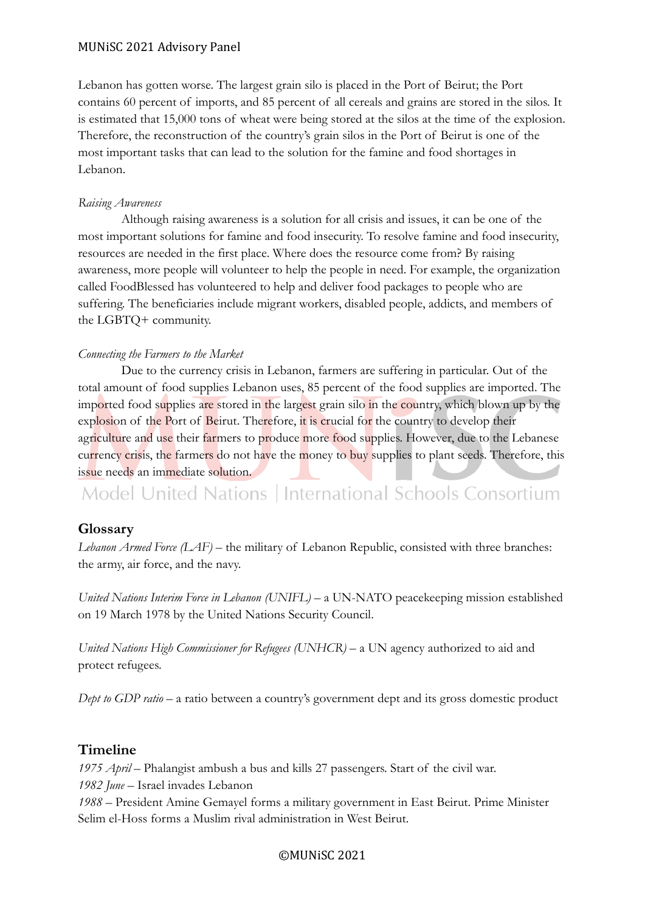Lebanon has gotten worse. The largest grain silo is placed in the Port of Beirut; the Port contains 60 percent of imports, and 85 percent of all cereals and grains are stored in the silos. It is estimated that 15,000 tons of wheat were being stored at the silos at the time of the explosion. Therefore, the reconstruction of the country's grain silos in the Port of Beirut is one of the most important tasks that can lead to the solution for the famine and food shortages in Lebanon.

*Raising Awareness*

Although raising awareness is a solution for all crisis and issues, it can be one of the most important solutions for famine and food insecurity. To resolve famine and food insecurity, resources are needed in the first place. Where does the resource come from? By raising awareness, more people will volunteer to help the people in need. For example, the organization called FoodBlessed has volunteered to help and deliver food packages to people who are suffering. The beneficiaries include migrant workers, disabled people, addicts, and members of the LGBTQ+ community.

*Connecting the Farmers to the Market*

Due to the currency crisis in Lebanon, farmers are suffering in particular. Out of the total amount of food supplies Lebanon uses, 85 percent of the food supplies are imported. The imported food supplies are stored in the largest grain silo in the country, which blown up by the explosion of the Port of Beirut. Therefore, it is crucial for the country to develop their agriculture and use their farmers to produce more food supplies. However, due to the Lebanese currency crisis, the farmers do not have the money to buy supplies to plant seeds. Therefore, this issue needs an immediate solution.

## Glossary

*Lebanon Armed Force (LAF)* – the military of Lebanon Republic, consisted with three branches: the army, air force, and the navy.

*United Nations Interim Force in Lebanon (UNIFL)* – a UN-NATO peacekeeping mission established on 19 March 1978 by the United Nations Security Council.

*United Nations High Commissioner for Refugees (UNHCR)* – a UN agency authorized to aid and protect refugees.

*Dept to GDP ratio* – a ratio between a country's government dept and its gross domestic product

## Timeline

*1975 April* – Phalangist ambush a bus and kills 27 passengers. Start of the civil war.
*1982 June* – Israel invades Lebanon
*1988* – President Amine Gemayel forms a military government in East Beirut. Prime Minister Selim el-Hoss forms a Muslim rival administration in West Beirut.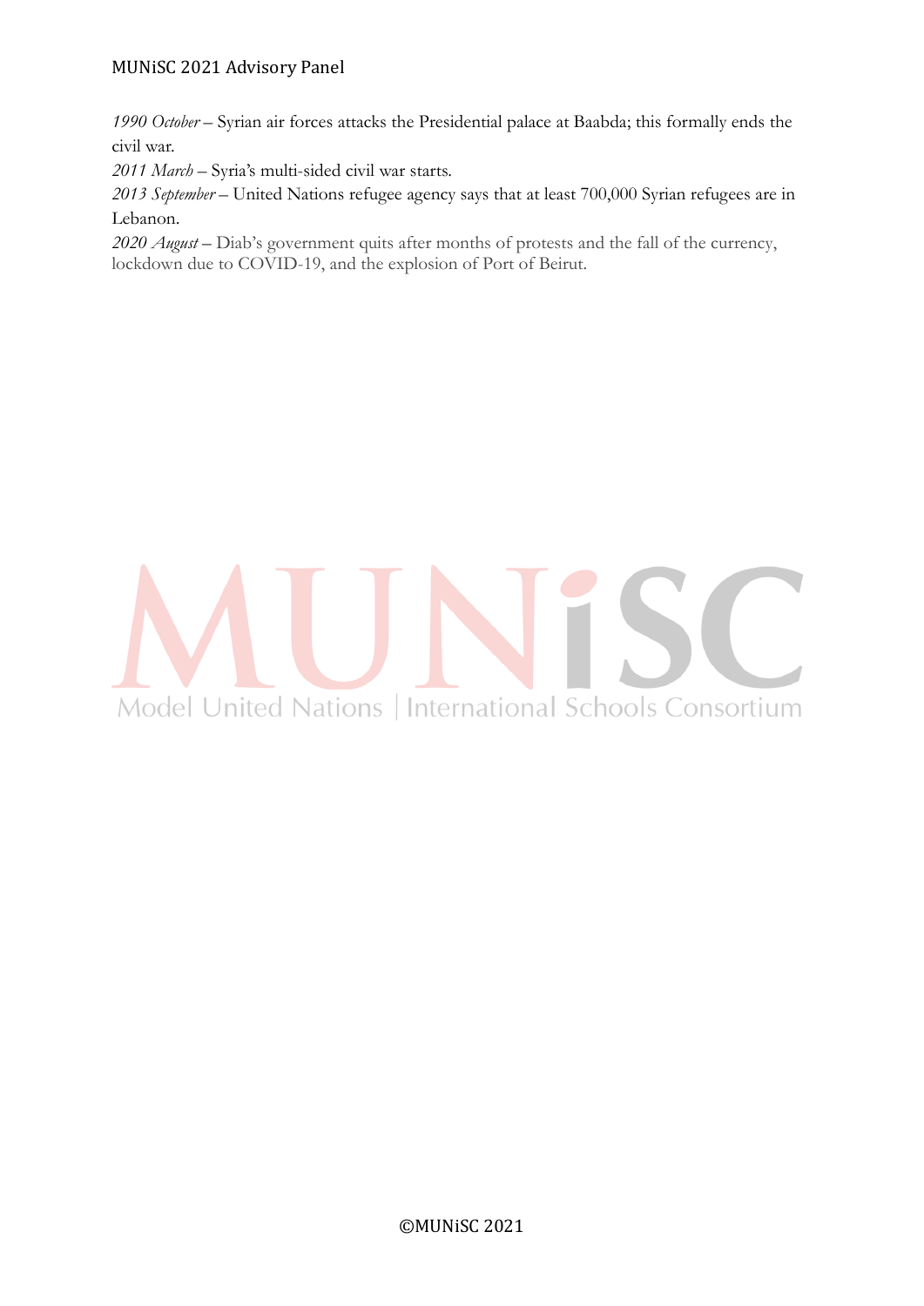*1990 October* – Syrian air forces attacks the Presidential palace at Baabda; this formally ends the civil war.

*2011 March* – Syria's multi-sided civil war starts.

*2013 September* – United Nations refugee agency says that at least 700,000 Syrian refugees are in Lebanon.

*2020 August* – Diab's government quits after months of protests and the fall of the currency, lockdown due to COVID-19, and the explosion of Port of Beirut.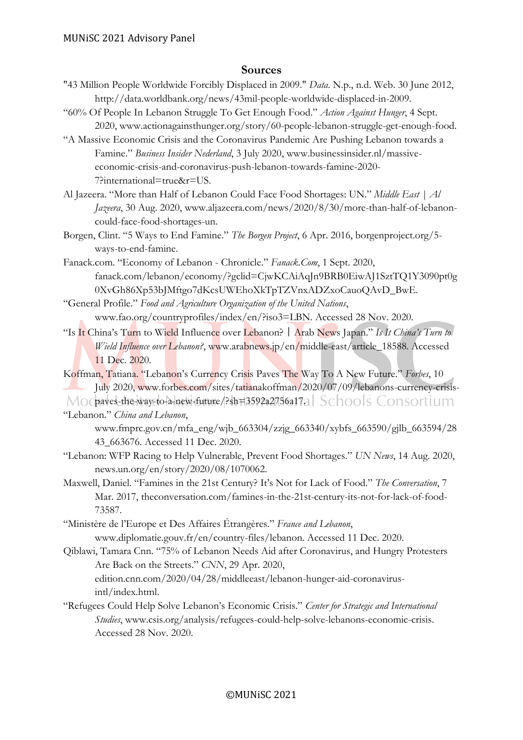## Sources

"43 Million People Worldwide Forcibly Displaced in 2009." *Data*. N.p., n.d. Web. 30 June 2012, http://data.worldbank.org/news/43mil-people-worldwide-displaced-in-2009.

"60% Of People In Lebanon Struggle To Get Enough Food." *Action Against Hunger*, 4 Sept. 2020, www.actionagainsthunger.org/story/60-people-lebanon-struggle-get-enough-food.

"A Massive Economic Crisis and the Coronavirus Pandemic Are Pushing Lebanon towards a Famine." *Business Insider Nederland*, 3 July 2020, www.businessinsider.nl/massive-economic-crisis-and-coronavirus-push-lebanon-towards-famine-2020-7?international=true&r=US.

Al Jazeera. "More than Half of Lebanon Could Face Food Shortages: UN." *Middle East | Al Jazeera*, 30 Aug. 2020, www.aljazeera.com/news/2020/8/30/more-than-half-of-lebanon-could-face-food-shortages-un.

Borgen, Clint. "5 Ways to End Famine." *The Borgen Project*, 6 Apr. 2016, borgenproject.org/5-ways-to-end-famine.

Fanack.com. "Economy of Lebanon - Chronicle." *Fanack.Com*, 1 Sept. 2020, fanack.com/lebanon/economy/?gclid=CjwKCAiAqJn9BRB0EiwAJ1SztTQ1Y3090pt0g0XvGh86Xp53bJMftgo7dKcsUWEhoXkTpTZVnxADZxoCauoQAvD_BwE.

"General Profile." *Food and Agriculture Organization of the United Nations*, www.fao.org/countryprofiles/index/en/?iso3=LBN. Accessed 28 Nov. 2020.

"Is It China's Turn to Wield Influence over Lebanon? | Arab News Japan." *Is It China's Turn to Wield Influence over Lebanon?*, www.arabnews.jp/en/middle-east/article_18588. Accessed 11 Dec. 2020.

Koffman, Tatiana. "Lebanon's Currency Crisis Paves The Way To A New Future." *Forbes*, 10 July 2020, www.forbes.com/sites/tatianakoffman/2020/07/09/lebanons-currency-crisis-paves-the-way-to-a-new-future/?sh=3592a2756a17.

"Lebanon." *China and Lebanon*, www.fmprc.gov.cn/mfa_eng/wjb_663304/zzjg_663340/xybfs_663590/gjlb_663594/2843_663676. Accessed 11 Dec. 2020.

"Lebanon: WFP Racing to Help Vulnerable, Prevent Food Shortages." *UN News*, 14 Aug. 2020, news.un.org/en/story/2020/08/1070062.

Maxwell, Daniel. "Famines in the 21st Century? It's Not for Lack of Food." *The Conversation*, 7 Mar. 2017, theconversation.com/famines-in-the-21st-century-its-not-for-lack-of-food-73587.

"Ministère de l'Europe et Des Affaires Étrangères." *France and Lebanon*, www.diplomatie.gouv.fr/en/country-files/lebanon. Accessed 11 Dec. 2020.

Qiblawi, Tamara Cnn. "75% of Lebanon Needs Aid after Coronavirus, and Hungry Protesters Are Back on the Streets." *CNN*, 29 Apr. 2020, edition.cnn.com/2020/04/28/middleeast/lebanon-hunger-aid-coronavirus-intl/index.html.

"Refugees Could Help Solve Lebanon's Economic Crisis." *Center for Strategic and International Studies*, www.csis.org/analysis/refugees-could-help-solve-lebanons-economic-crisis. Accessed 28 Nov. 2020.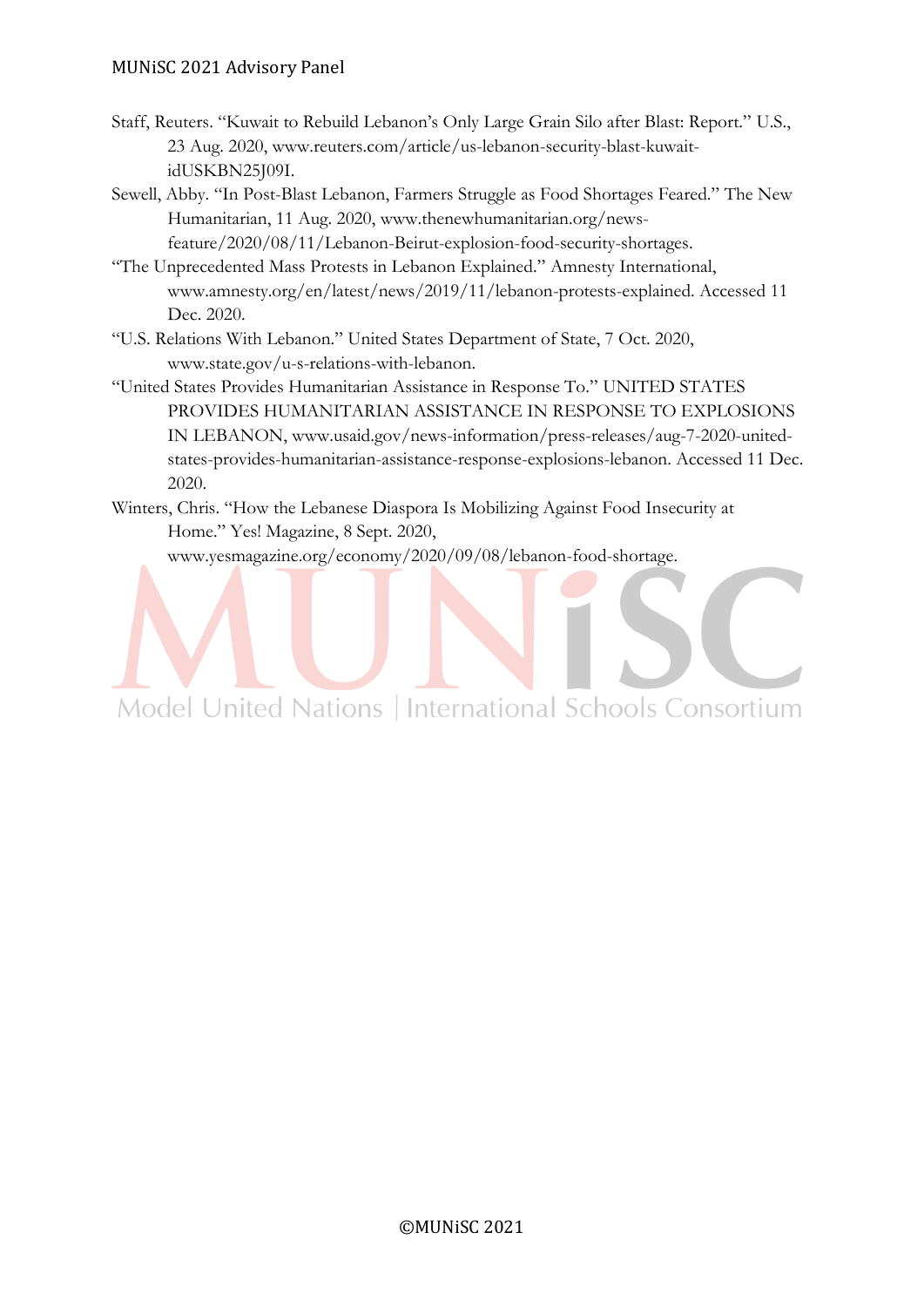Staff, Reuters. "Kuwait to Rebuild Lebanon's Only Large Grain Silo after Blast: Report." U.S., 23 Aug. 2020, www.reuters.com/article/us-lebanon-security-blast-kuwait-idUSKBN25J09I.

Sewell, Abby. "In Post-Blast Lebanon, Farmers Struggle as Food Shortages Feared." The New Humanitarian, 11 Aug. 2020, www.thenewhumanitarian.org/news-feature/2020/08/11/Lebanon-Beirut-explosion-food-security-shortages.

"The Unprecedented Mass Protests in Lebanon Explained." Amnesty International, www.amnesty.org/en/latest/news/2019/11/lebanon-protests-explained. Accessed 11 Dec. 2020.

"U.S. Relations With Lebanon." United States Department of State, 7 Oct. 2020, www.state.gov/u-s-relations-with-lebanon.

"United States Provides Humanitarian Assistance in Response To." UNITED STATES PROVIDES HUMANITARIAN ASSISTANCE IN RESPONSE TO EXPLOSIONS IN LEBANON, www.usaid.gov/news-information/press-releases/aug-7-2020-united-states-provides-humanitarian-assistance-response-explosions-lebanon. Accessed 11 Dec. 2020.

Winters, Chris. "How the Lebanese Diaspora Is Mobilizing Against Food Insecurity at Home." Yes! Magazine, 8 Sept. 2020, www.yesmagazine.org/economy/2020/09/08/lebanon-food-shortage.